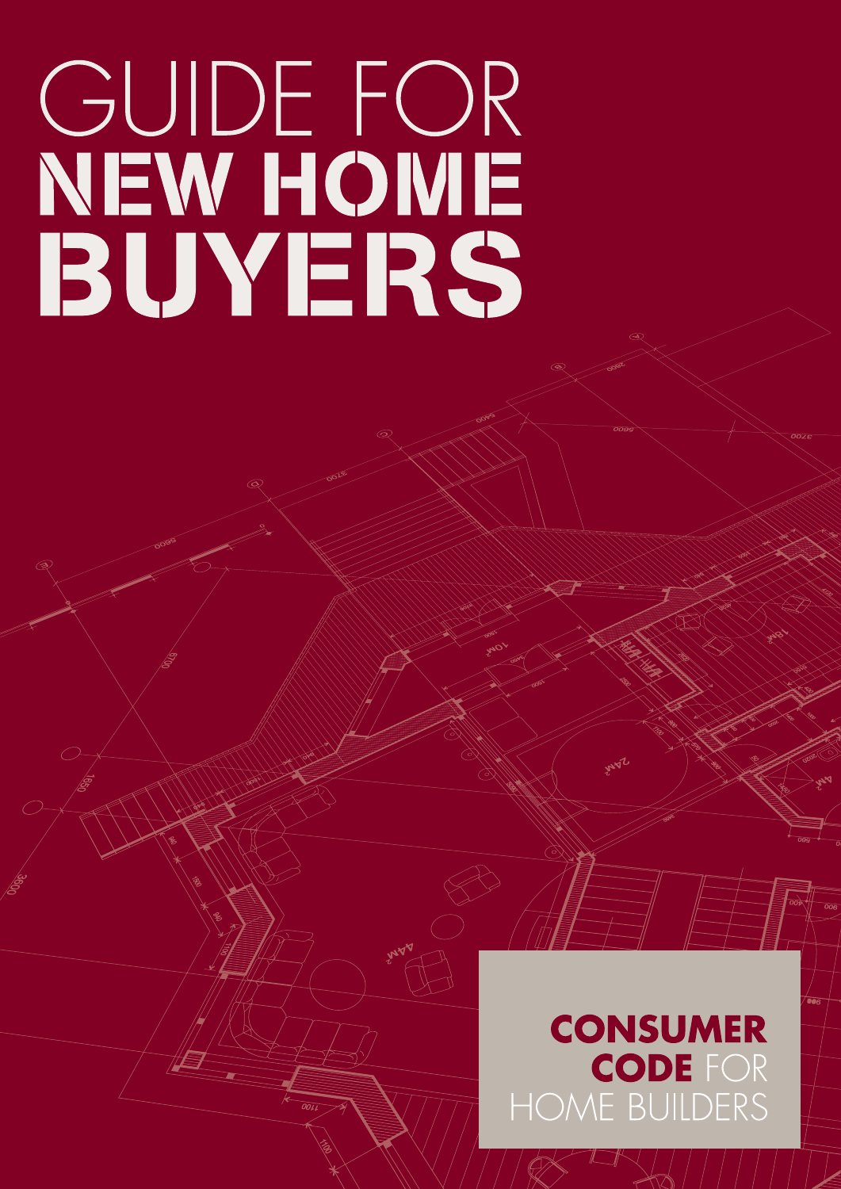# GUIDE FOR NEW HOME BUYERS

**CONSUMER CODE** FOR HOME BUILDERS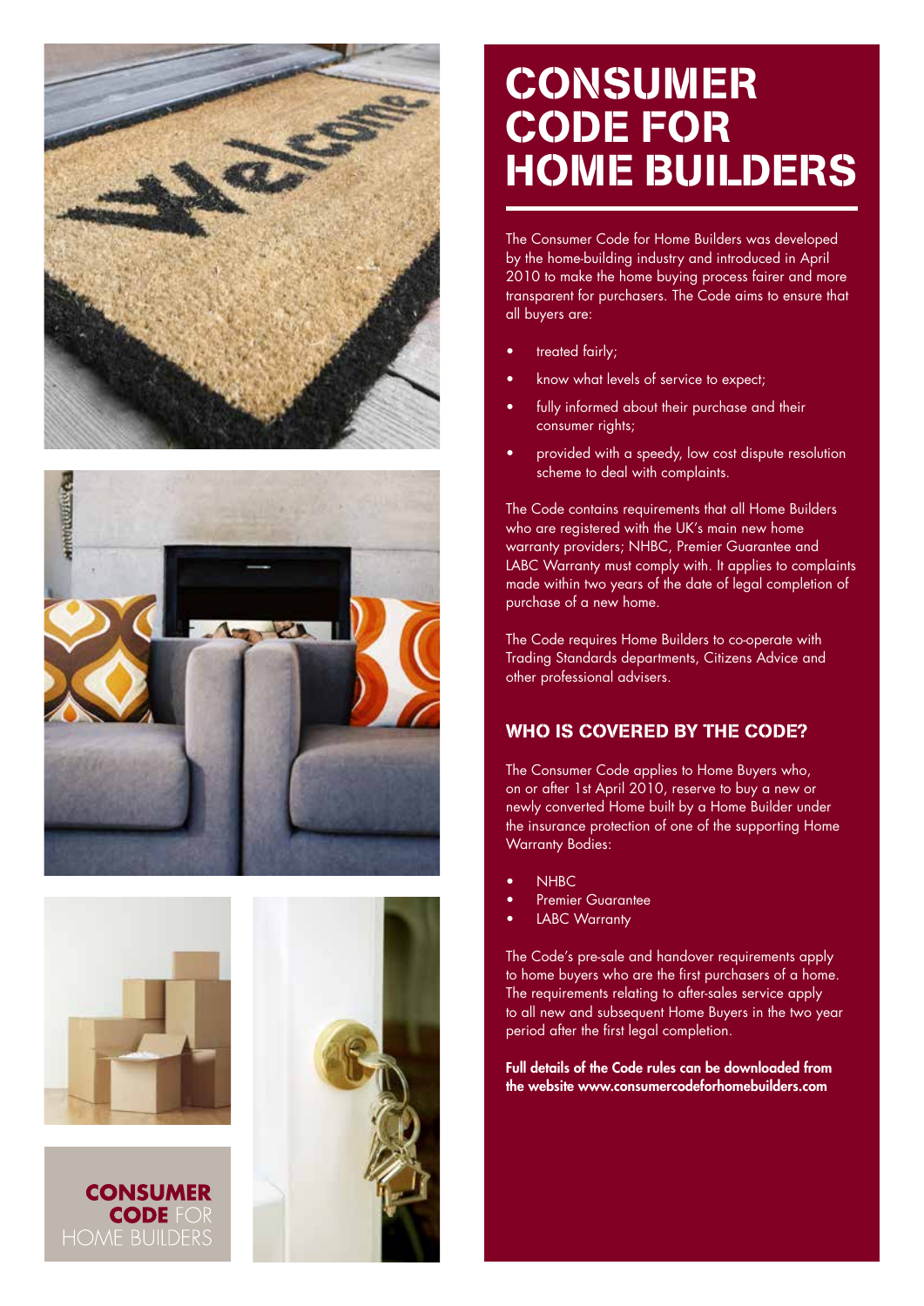# CONSUMER CODE FOR HOME BUILDERS

The Consumer Code for Home Builders was developed by the home-building industry and introduced in April 2010 to make the home buying process fairer and more transparent for purchasers. The Code aims to ensure that all buyers are:

- treated fairly;
- know what levels of service to expect;
- fully informed about their purchase and their consumer rights;
- provided with a speedy, low cost dispute resolution scheme to deal with complaints.

The Code contains requirements that all Home Builders who are registered with the UK's main new home warranty providers; NHBC, Premier Guarantee and LABC Warranty must comply with. It applies to complaints made within two years of the date of legal completion of purchase of a new home.

The Code requires Home Builders to co-operate with Trading Standards departments, Citizens Advice and other professional advisers.

## WHO IS COVERED BY THE CODE?

The Consumer Code applies to Home Buyers who, on or after 1st April 2010, reserve to buy a new or newly converted Home built by a Home Builder under the insurance protection of one of the supporting Home Warranty Bodies:

- NHBC
- Premier Guarantee
- LABC Warranty

The Code's pre-sale and handover requirements apply to home buyers who are the first purchasers of a home. The requirements relating to after-sales service apply to all new and subsequent Home Buyers in the two year period after the first legal completion.

**Full details of the Code rules can be downloaded from the website www.consumercodeforhomebuilders.com**

**CONSUMER CODE** FOR HOME BUILDERS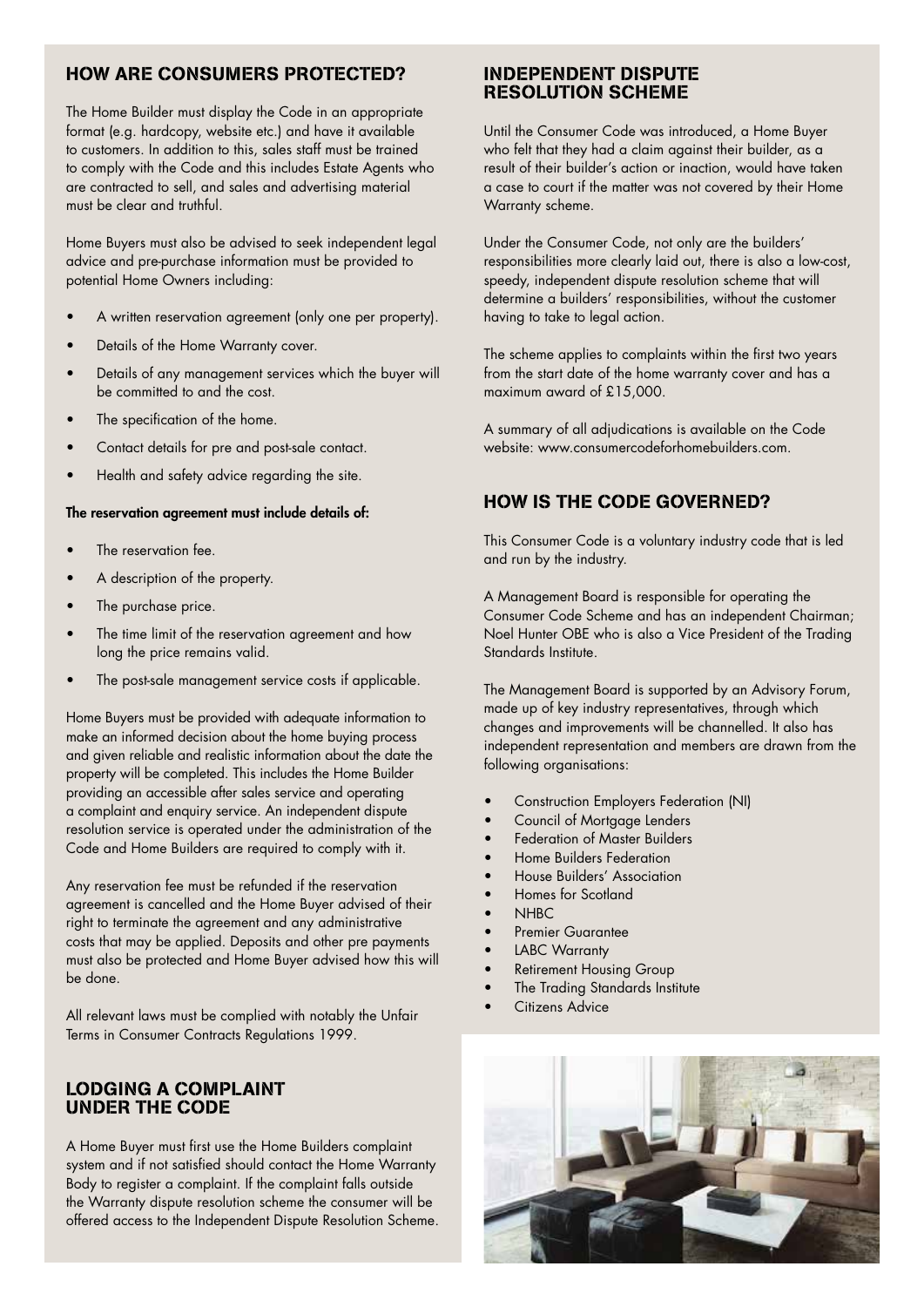## HOW ARE CONSUMERS PROTECTED?

The Home Builder must display the Code in an appropriate format (e.g. hardcopy, website etc.) and have it available to customers. In addition to this, sales staff must be trained to comply with the Code and this includes Estate Agents who are contracted to sell, and sales and advertising material must be clear and truthful.

Home Buyers must also be advised to seek independent legal advice and pre-purchase information must be provided to potential Home Owners including:

- A written reservation agreement (only one per property).
- Details of the Home Warranty cover.
- Details of any management services which the buyer will be committed to and the cost.
- The specification of the home.
- Contact details for pre and post-sale contact.
- Health and safety advice regarding the site.

**The reservation agreement must include details of:**

- The reservation fee.
- A description of the property.
- The purchase price.
- The time limit of the reservation agreement and how long the price remains valid.
- The post-sale management service costs if applicable.

Home Buyers must be provided with adequate information to make an informed decision about the home buying process and given reliable and realistic information about the date the property will be completed. This includes the Home Builder providing an accessible after sales service and operating a complaint and enquiry service. An independent dispute resolution service is operated under the administration of the Code and Home Builders are required to comply with it.

Any reservation fee must be refunded if the reservation agreement is cancelled and the Home Buyer advised of their right to terminate the agreement and any administrative costs that may be applied. Deposits and other pre payments must also be protected and Home Buyer advised how this will be done.

All relevant laws must be complied with notably the Unfair Terms in Consumer Contracts Regulations 1999.

## LODGING A COMPLAINT UNDER THE CODE

A Home Buyer must first use the Home Builders complaint system and if not satisfied should contact the Home Warranty Body to register a complaint. If the complaint falls outside the Warranty dispute resolution scheme the consumer will be offered access to the Independent Dispute Resolution Scheme.

## INDEPENDENT DISPUTE RESOLUTION SCHEME

Until the Consumer Code was introduced, a Home Buyer who felt that they had a claim against their builder, as a result of their builder's action or inaction, would have taken a case to court if the matter was not covered by their Home Warranty scheme.

Under the Consumer Code, not only are the builders' responsibilities more clearly laid out, there is also a low-cost, speedy, independent dispute resolution scheme that will determine a builders' responsibilities, without the customer having to take to legal action.

The scheme applies to complaints within the first two years from the start date of the home warranty cover and has a maximum award of £15,000.

A summary of all adjudications is available on the Code website: www.consumercodeforhomebuilders.com.

## HOW IS THE CODE GOVERNED?

This Consumer Code is a voluntary industry code that is led and run by the industry.

A Management Board is responsible for operating the Consumer Code Scheme and has an independent Chairman; Noel Hunter OBE who is also a Vice President of the Trading Standards Institute.

The Management Board is supported by an Advisory Forum, made up of key industry representatives, through which changes and improvements will be channelled. It also has independent representation and members are drawn from the following organisations:

- Construction Employers Federation (NI)
- Council of Mortgage Lenders
- Federation of Master Builders
- Home Builders Federation
- House Builders' Association
- Homes for Scotland
- NHBC
- Premier Guarantee
- LABC Warranty
- Retirement Housing Group
- The Trading Standards Institute
- Citizens Advice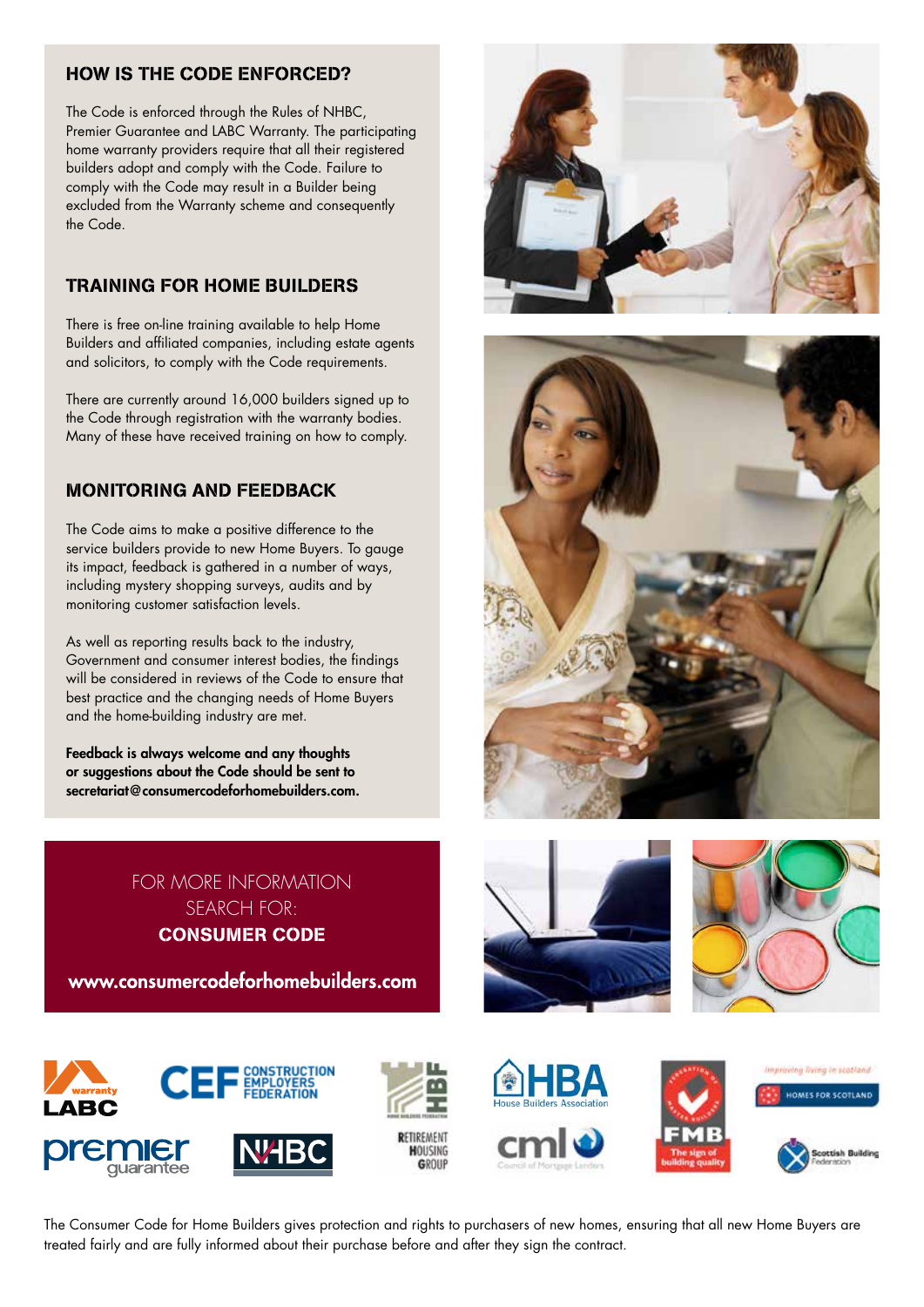## HOW IS THE CODE ENFORCED?

The Code is enforced through the Rules of NHBC, Premier Guarantee and LABC Warranty. The participating home warranty providers require that all their registered builders adopt and comply with the Code. Failure to comply with the Code may result in a Builder being excluded from the Warranty scheme and consequently the Code.

## TRAINING FOR HOME BUILDERS

There is free on-line training available to help Home Builders and affiliated companies, including estate agents and solicitors, to comply with the Code requirements.

There are currently around 16,000 builders signed up to the Code through registration with the warranty bodies. Many of these have received training on how to comply.

## MONITORING AND FEEDBACK

The Code aims to make a positive difference to the service builders provide to new Home Buyers. To gauge its impact, feedback is gathered in a number of ways, including mystery shopping surveys, audits and by monitoring customer satisfaction levels.

As well as reporting results back to the industry, Government and consumer interest bodies, the findings will be considered in reviews of the Code to ensure that best practice and the changing needs of Home Buyers and the home-building industry are met.

**Feedback is always welcome and any thoughts or suggestions about the Code should be sent to secretariat@consumercodeforhomebuilders.com.**

FOR MORE INFORMATION
SEARCH FOR:
**CONSUMER CODE**

**www.consumercodeforhomebuilders.com**

The Consumer Code for Home Builders gives protection and rights to purchasers of new homes, ensuring that all new Home Buyers are treated fairly and are fully informed about their purchase before and after they sign the contract.